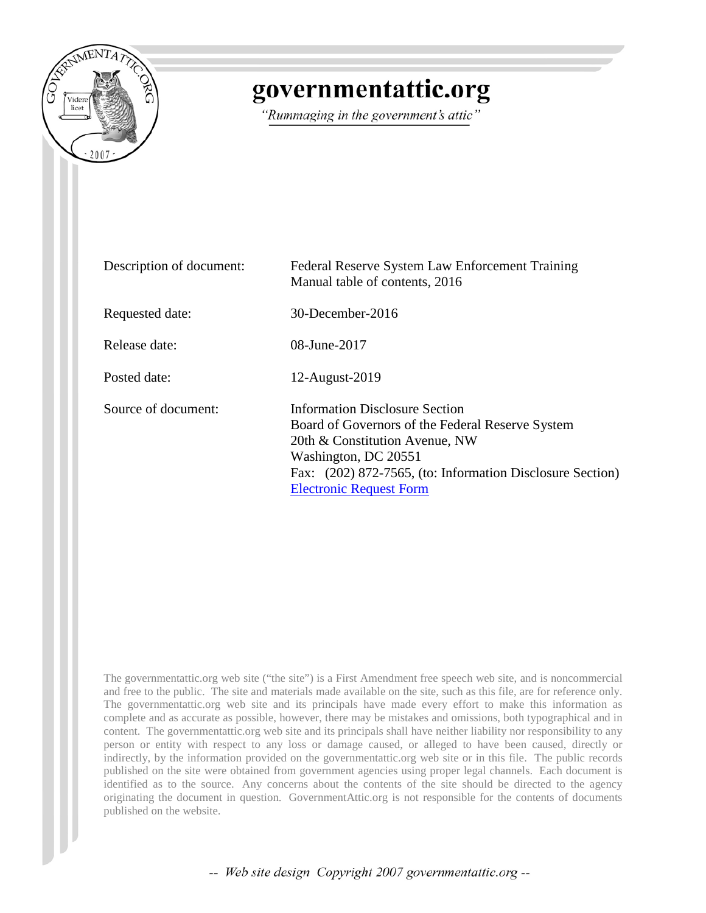# governmentattic.org

*"Rummaging in the government's attic"*

| | |
|---|---|
| Description of document: | Federal Reserve System Law Enforcement Training Manual table of contents, 2016 |
| Requested date: | 30-December-2016 |
| Release date: | 08-June-2017 |
| Posted date: | 12-August-2019 |
| Source of document: | Information Disclosure Section<br>Board of Governors of the Federal Reserve System<br>20th & Constitution Avenue, NW<br>Washington, DC 20551<br>Fax: (202) 872-7565, (to: Information Disclosure Section)<br>Electronic Request Form |

The governmentattic.org web site ("the site") is a First Amendment free speech web site, and is noncommercial and free to the public. The site and materials made available on the site, such as this file, are for reference only. The governmentattic.org web site and its principals have made every effort to make this information as complete and as accurate as possible, however, there may be mistakes and omissions, both typographical and in content. The governmentattic.org web site and its principals shall have neither liability nor responsibility to any person or entity with respect to any loss or damage caused, or alleged to have been caused, directly or indirectly, by the information provided on the governmentattic.org web site or in this file. The public records published on the site were obtained from government agencies using proper legal channels. Each document is identified as to the source. Any concerns about the contents of the site should be directed to the agency originating the document in question. GovernmentAttic.org is not responsible for the contents of documents published on the website.

*-- Web site design Copyright 2007 governmentattic.org --*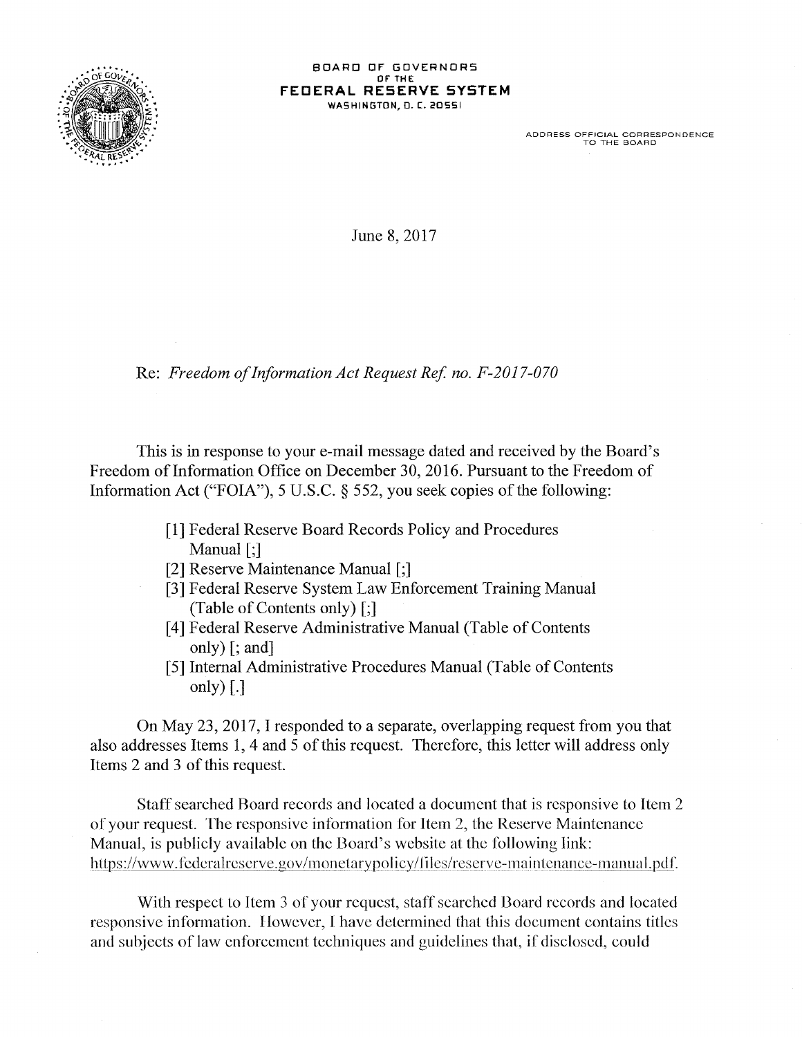BOARD OF GOVERNORS
OF THE
**FEDERAL RESERVE SYSTEM**
WASHINGTON, D. C. 20551

ADDRESS OFFICIAL CORRESPONDENCE
TO THE BOARD

June 8, 2017

Re: *Freedom of Information Act Request Ref. no. F-2017-070*

This is in response to your e-mail message dated and received by the Board's Freedom of Information Office on December 30, 2016. Pursuant to the Freedom of Information Act ("FOIA"), 5 U.S.C. § 552, you seek copies of the following:

> [1] Federal Reserve Board Records Policy and Procedures Manual [;]
> [2] Reserve Maintenance Manual [;]
> [3] Federal Reserve System Law Enforcement Training Manual (Table of Contents only) [;]
> [4] Federal Reserve Administrative Manual (Table of Contents only) [; and]
> [5] Internal Administrative Procedures Manual (Table of Contents only) [.]

On May 23, 2017, I responded to a separate, overlapping request from you that also addresses Items 1, 4 and 5 of this request. Therefore, this letter will address only Items 2 and 3 of this request.

Staff searched Board records and located a document that is responsive to Item 2 of your request. The responsive information for Item 2, the Reserve Maintenance Manual, is publicly available on the Board's website at the following link: https://www.federalreserve.gov/monetarypolicy/files/reserve-maintenance-manual.pdf.

With respect to Item 3 of your request, staff searched Board records and located responsive information. However, I have determined that this document contains titles and subjects of law enforcement techniques and guidelines that, if disclosed, could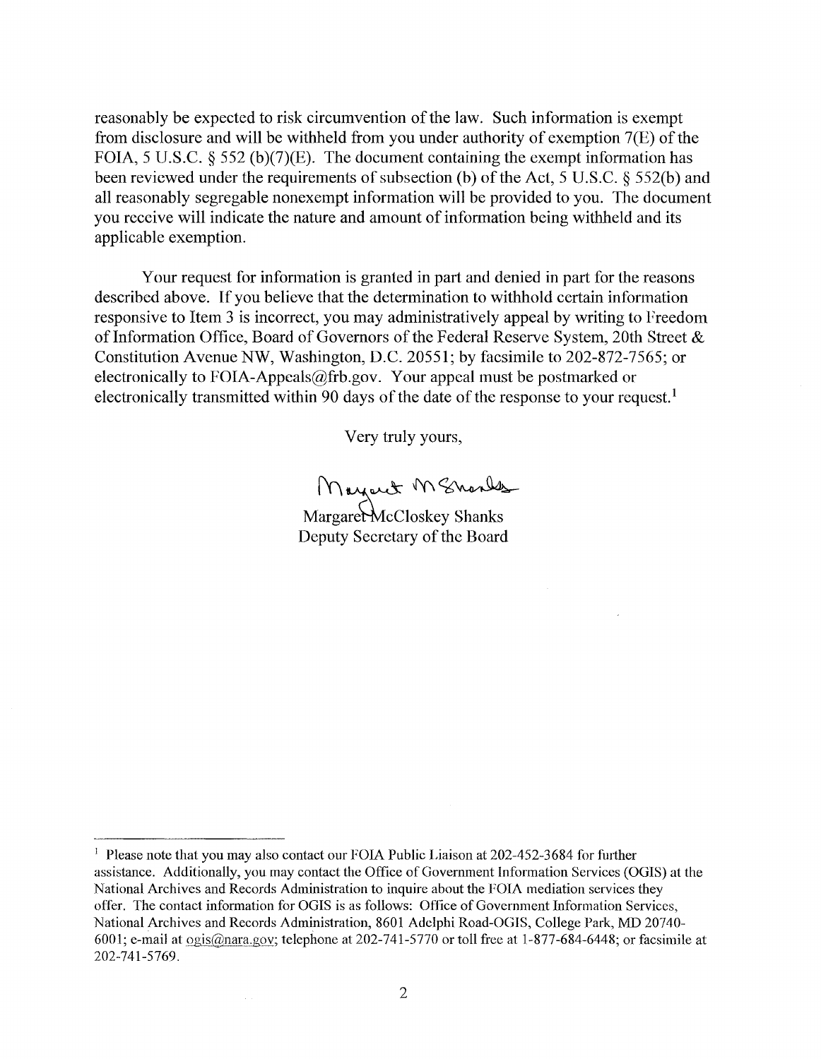reasonably be expected to risk circumvention of the law. Such information is exempt from disclosure and will be withheld from you under authority of exemption 7(E) of the FOIA, 5 U.S.C. § 552 (b)(7)(E). The document containing the exempt information has been reviewed under the requirements of subsection (b) of the Act, 5 U.S.C. § 552(b) and all reasonably segregable nonexempt information will be provided to you. The document you receive will indicate the nature and amount of information being withheld and its applicable exemption.

Your request for information is granted in part and denied in part for the reasons described above. If you believe that the determination to withhold certain information responsive to Item 3 is incorrect, you may administratively appeal by writing to Freedom of Information Office, Board of Governors of the Federal Reserve System, 20th Street & Constitution Avenue NW, Washington, D.C. 20551; by facsimile to 202-872-7565; or electronically to FOIA-Appeals@frb.gov. Your appeal must be postmarked or electronically transmitted within 90 days of the date of the response to your request.[1]

Very truly yours,

Margaret McCloskey Shanks
Deputy Secretary of the Board

[1] Please note that you may also contact our FOIA Public Liaison at 202-452-3684 for further assistance. Additionally, you may contact the Office of Government Information Services (OGIS) at the National Archives and Records Administration to inquire about the FOIA mediation services they offer. The contact information for OGIS is as follows: Office of Government Information Services, National Archives and Records Administration, 8601 Adelphi Road-OGIS, College Park, MD 20740-6001; e-mail at ogis@nara.gov; telephone at 202-741-5770 or toll free at 1-877-684-6448; or facsimile at 202-741-5769.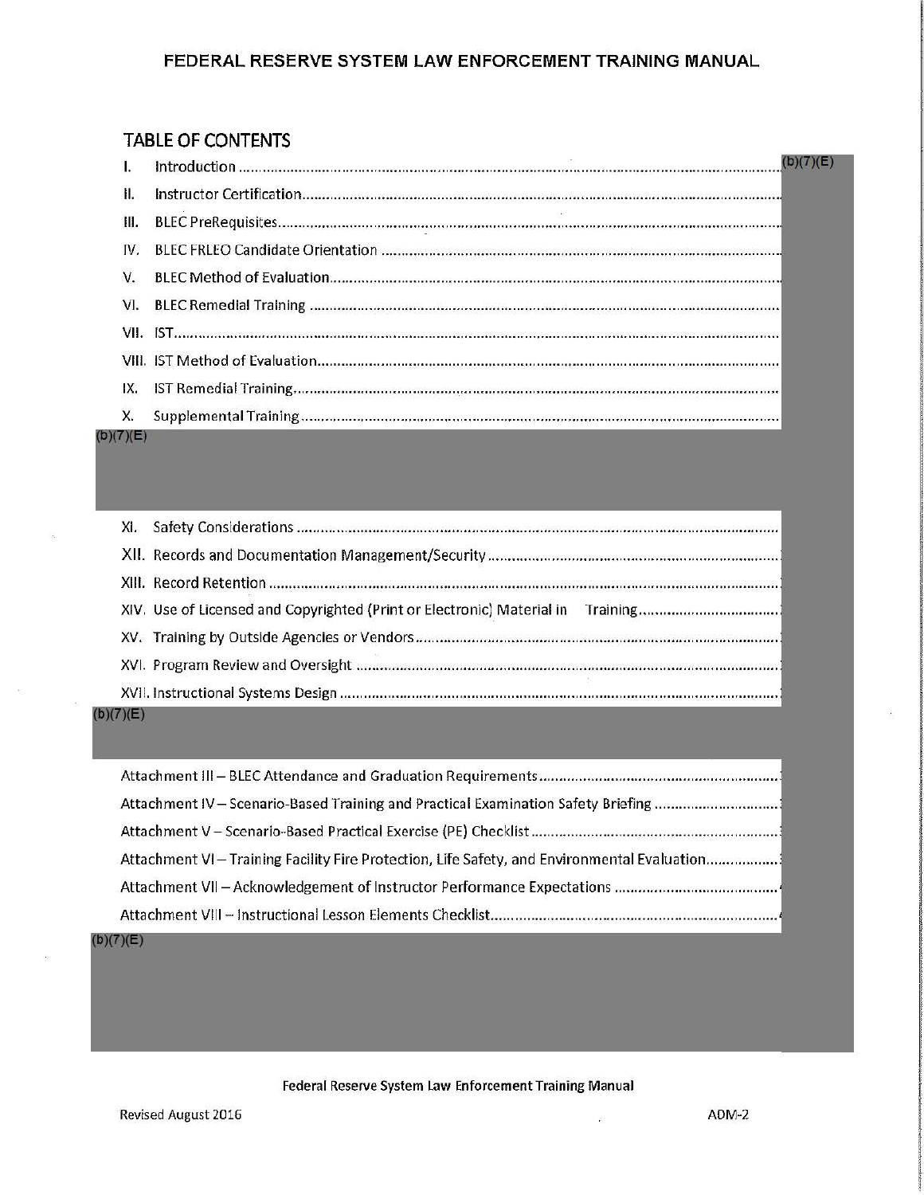# FEDERAL RESERVE SYSTEM LAW ENFORCEMENT TRAINING MANUAL

## TABLE OF CONTENTS

I. Introduction ........................................................................................................ (b)(7)(E)

II. Instructor Certification........................................................................................

III. BLEC PreRequisites..........................................................................................

IV. BLEC FRLEO Candidate Orientation ..................................................................

V. BLEC Method of Evaluation.................................................................................

VI. BLEC Remedial Training ....................................................................................

VII. IST........................................................................................................................

VIII. IST Method of Evaluation...................................................................................

IX. IST Remedial Training..........................................................................................

X. Supplemental Training...........................................................................................

(b)(7)(E)

XI. Safety Considerations ..........................................................................................

XII. Records and Documentation Management/Security ...........................................

XIII. Record Retention ..............................................................................................

XIV. Use of Licensed and Copyrighted (Print or Electronic) Material in Training..........

XV. Training by Outside Agencies or Vendors ............................................................

XVI. Program Review and Oversight .........................................................................

XVII. Instructional Systems Design ...........................................................................

(b)(7)(E)

Attachment III – BLEC Attendance and Graduation Requirements...............................

Attachment IV – Scenario-Based Training and Practical Examination Safety Briefing .........

Attachment V – Scenario-Based Practical Exercise (PE) Checklist ..................................

Attachment VI – Training Facility Fire Protection, Life Safety, and Environmental Evaluation...........

Attachment VII – Acknowledgement of Instructor Performance Expectations ..................

Attachment VIII – Instructional Lesson Elements Checklist................................................

(b)(7)(E)

Federal Reserve System Law Enforcement Training Manual

Revised August 2016

ADM-2